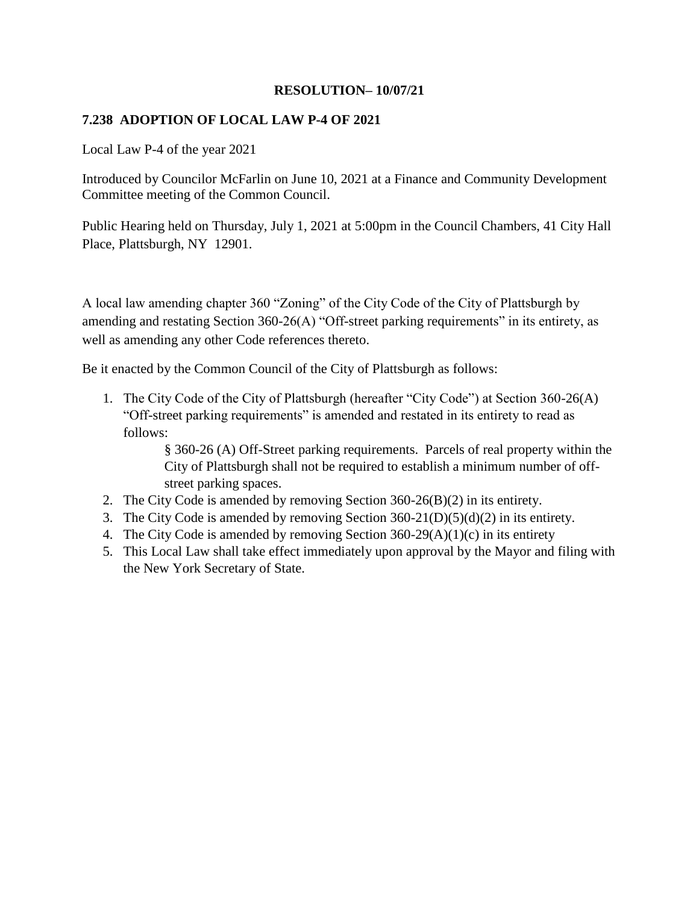**RESOLUTION– 10/07/21**

**7.238 ADOPTION OF LOCAL LAW P-4 OF 2021**

Local Law P-4 of the year 2021

Introduced by Councilor McFarlin on June 10, 2021 at a Finance and Community Development Committee meeting of the Common Council.

Public Hearing held on Thursday, July 1, 2021 at 5:00pm in the Council Chambers, 41 City Hall Place, Plattsburgh, NY 12901.

A local law amending chapter 360 "Zoning" of the City Code of the City of Plattsburgh by amending and restating Section 360-26(A) "Off-street parking requirements" in its entirety, as well as amending any other Code references thereto.

Be it enacted by the Common Council of the City of Plattsburgh as follows:

1. The City Code of the City of Plattsburgh (hereafter "City Code") at Section 360-26(A) "Off-street parking requirements" is amended and restated in its entirety to read as follows:

   § 360-26 (A) Off-Street parking requirements. Parcels of real property within the City of Plattsburgh shall not be required to establish a minimum number of off-street parking spaces.

2. The City Code is amended by removing Section 360-26(B)(2) in its entirety.
3. The City Code is amended by removing Section 360-21(D)(5)(d)(2) in its entirety.
4. The City Code is amended by removing Section 360-29(A)(1)(c) in its entirety
5. This Local Law shall take effect immediately upon approval by the Mayor and filing with the New York Secretary of State.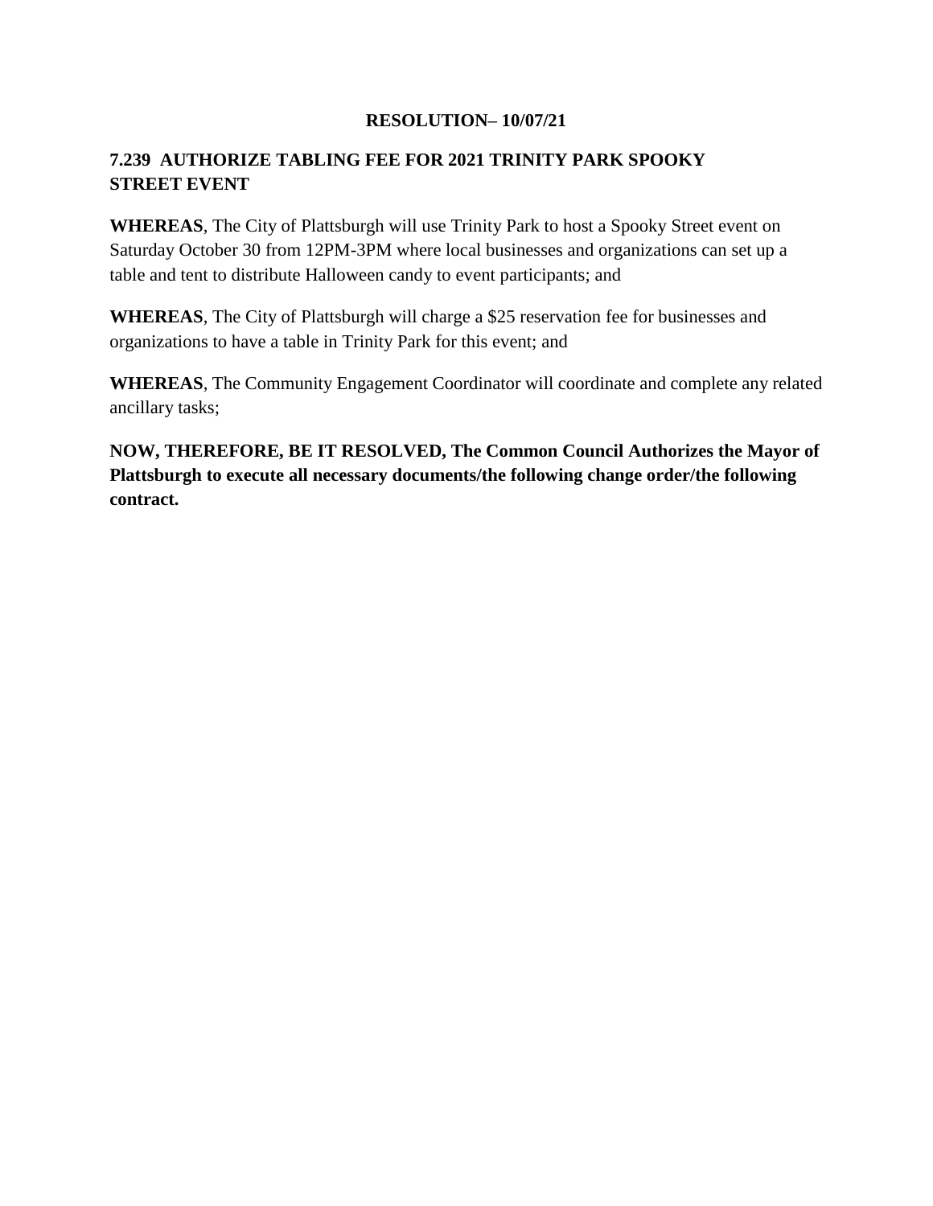**RESOLUTION– 10/07/21**

## 7.239 AUTHORIZE TABLING FEE FOR 2021 TRINITY PARK SPOOKY STREET EVENT

**WHEREAS**, The City of Plattsburgh will use Trinity Park to host a Spooky Street event on Saturday October 30 from 12PM-3PM where local businesses and organizations can set up a table and tent to distribute Halloween candy to event participants; and

**WHEREAS**, The City of Plattsburgh will charge a $25 reservation fee for businesses and organizations to have a table in Trinity Park for this event; and

**WHEREAS**, The Community Engagement Coordinator will coordinate and complete any related ancillary tasks;

**NOW, THEREFORE, BE IT RESOLVED, The Common Council Authorizes the Mayor of Plattsburgh to execute all necessary documents/the following change order/the following contract.**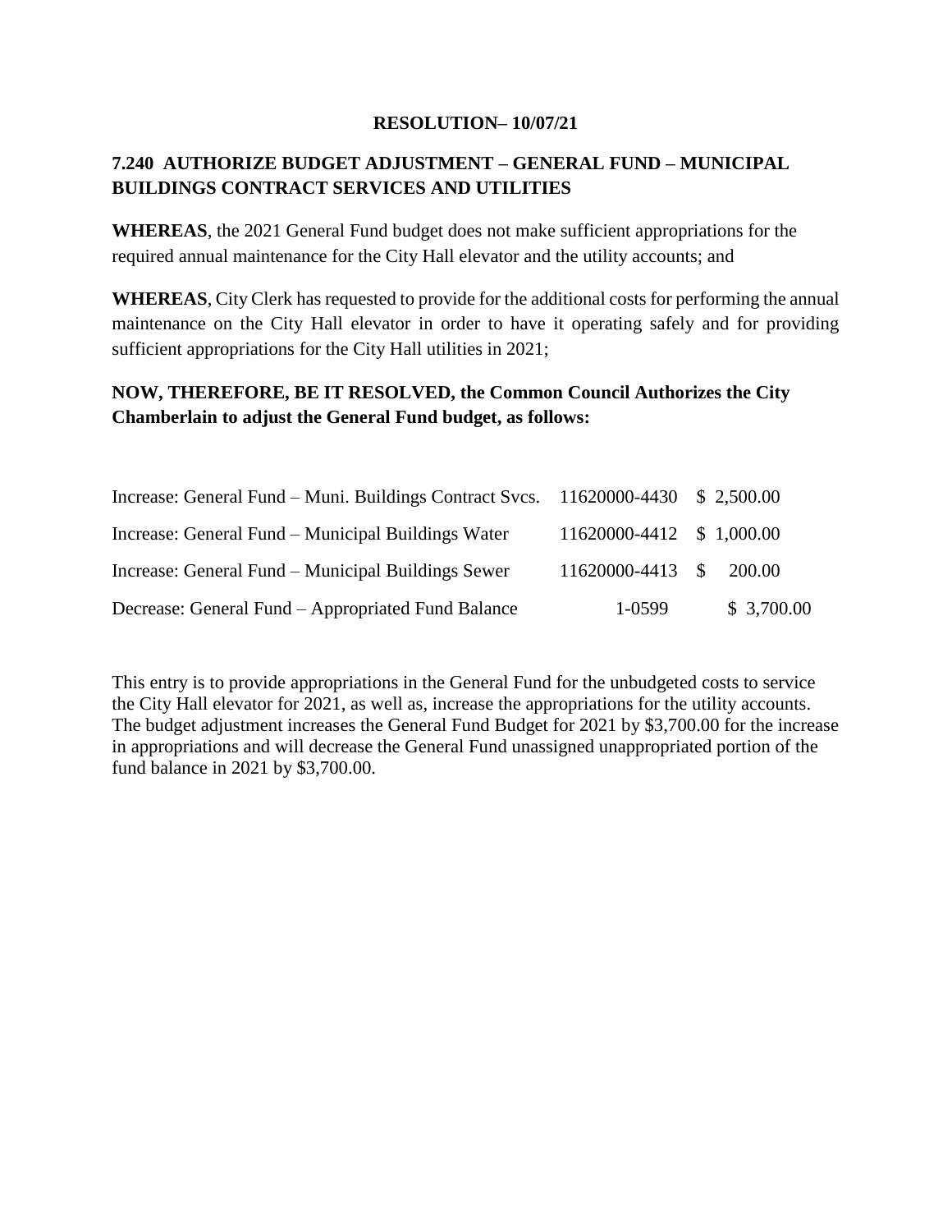**RESOLUTION– 10/07/21**

**7.240 AUTHORIZE BUDGET ADJUSTMENT – GENERAL FUND – MUNICIPAL BUILDINGS CONTRACT SERVICES AND UTILITIES**

**WHEREAS**, the 2021 General Fund budget does not make sufficient appropriations for the required annual maintenance for the City Hall elevator and the utility accounts; and

**WHEREAS**, City Clerk has requested to provide for the additional costs for performing the annual maintenance on the City Hall elevator in order to have it operating safely and for providing sufficient appropriations for the City Hall utilities in 2021;

**NOW, THEREFORE, BE IT RESOLVED, the Common Council Authorizes the City Chamberlain to adjust the General Fund budget, as follows:**

| | | |
|---|---|---|
| Increase: General Fund – Muni. Buildings Contract Svcs. | 11620000-4430 | $ 2,500.00 |
| Increase: General Fund – Municipal Buildings Water | 11620000-4412 | $ 1,000.00 |
| Increase: General Fund – Municipal Buildings Sewer | 11620000-4413 | $ 200.00 |
| Decrease: General Fund – Appropriated Fund Balance | 1-0599 | $ 3,700.00 |

This entry is to provide appropriations in the General Fund for the unbudgeted costs to service the City Hall elevator for 2021, as well as, increase the appropriations for the utility accounts. The budget adjustment increases the General Fund Budget for 2021 by $3,700.00 for the increase in appropriations and will decrease the General Fund unassigned unappropriated portion of the fund balance in 2021 by $3,700.00.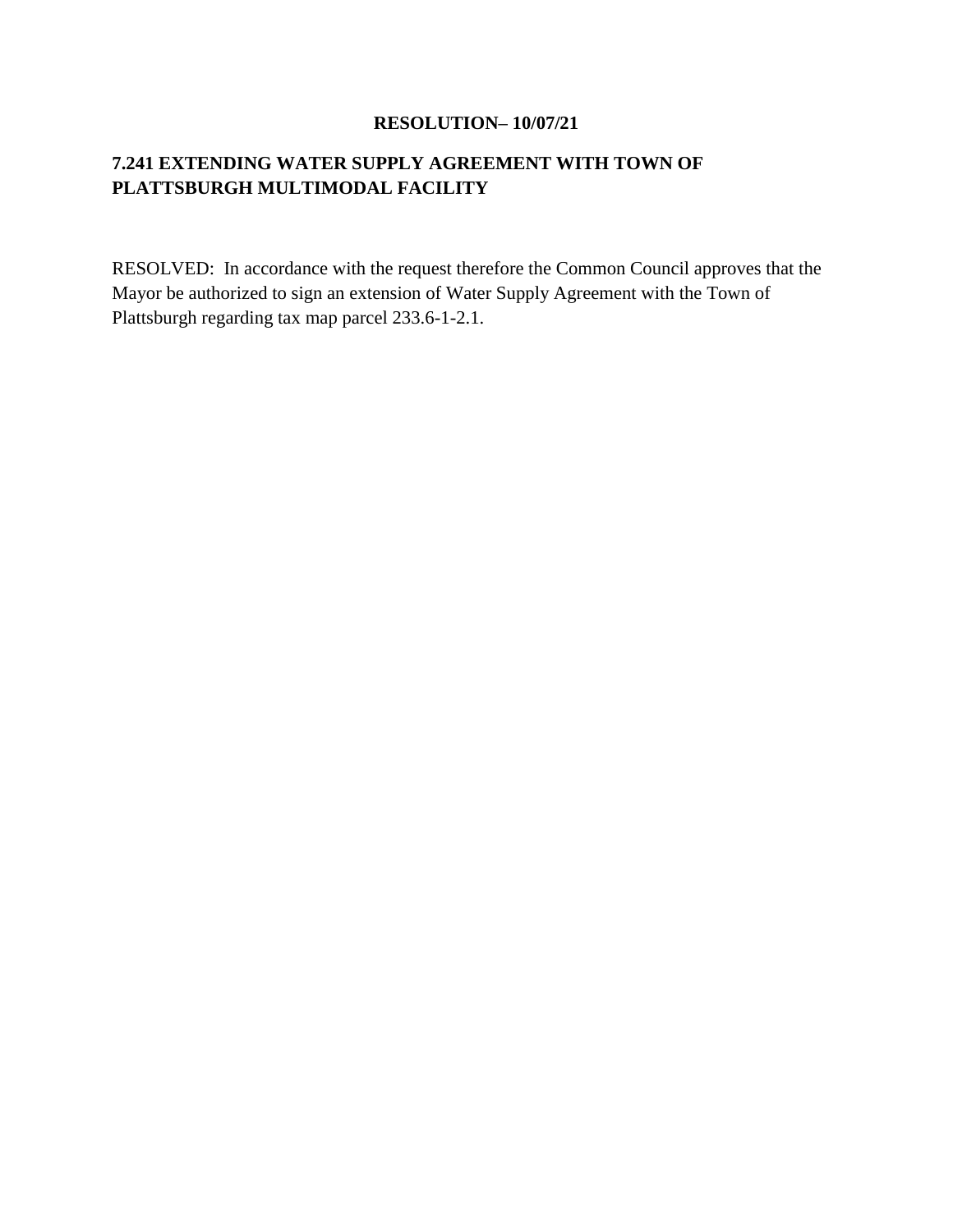**RESOLUTION– 10/07/21**

**7.241 EXTENDING WATER SUPPLY AGREEMENT WITH TOWN OF PLATTSBURGH MULTIMODAL FACILITY**

RESOLVED: In accordance with the request therefore the Common Council approves that the Mayor be authorized to sign an extension of Water Supply Agreement with the Town of Plattsburgh regarding tax map parcel 233.6-1-2.1.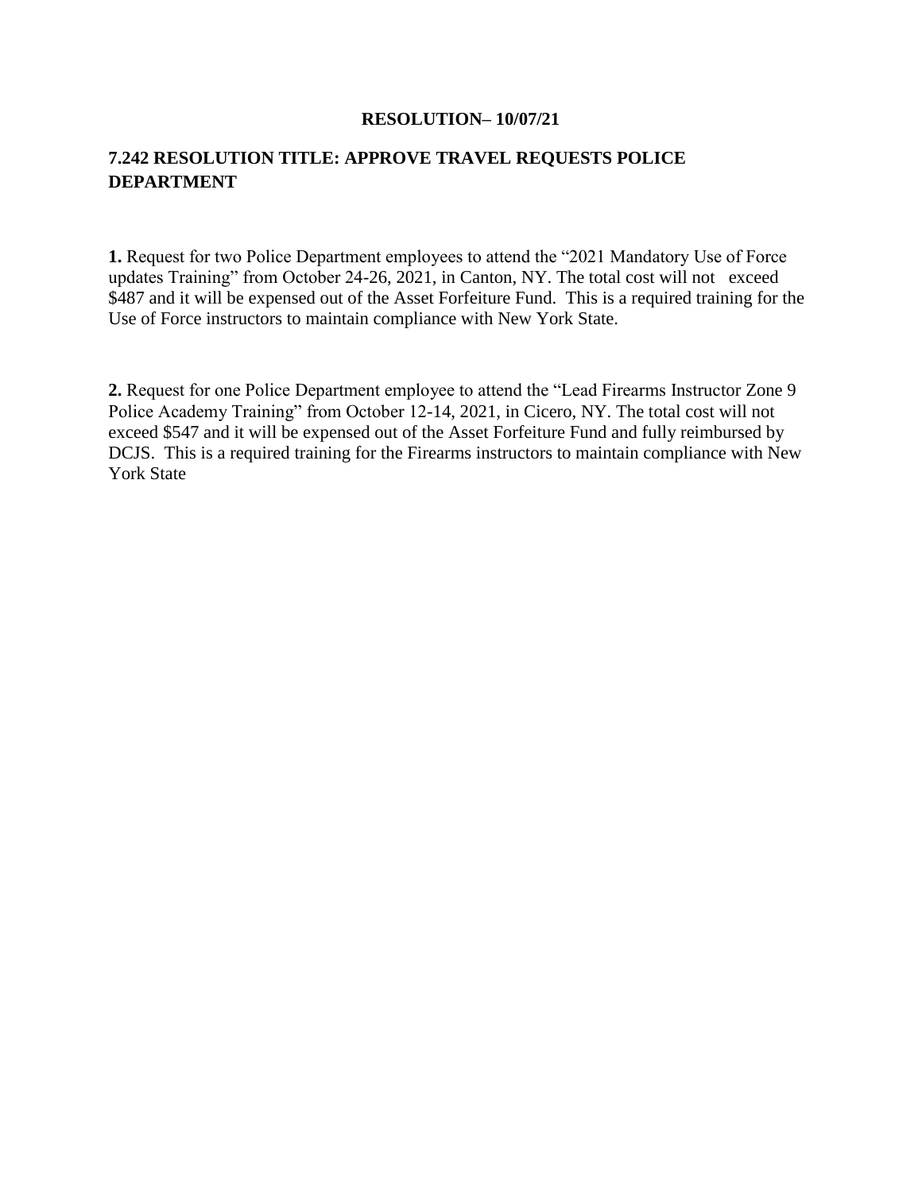**RESOLUTION– 10/07/21**

## 7.242 RESOLUTION TITLE: APPROVE TRAVEL REQUESTS POLICE DEPARTMENT

**1.** Request for two Police Department employees to attend the "2021 Mandatory Use of Force updates Training" from October 24-26, 2021, in Canton, NY. The total cost will not exceed $487 and it will be expensed out of the Asset Forfeiture Fund. This is a required training for the Use of Force instructors to maintain compliance with New York State.

**2.** Request for one Police Department employee to attend the "Lead Firearms Instructor Zone 9 Police Academy Training" from October 12-14, 2021, in Cicero, NY. The total cost will not exceed $547 and it will be expensed out of the Asset Forfeiture Fund and fully reimbursed by DCJS. This is a required training for the Firearms instructors to maintain compliance with New York State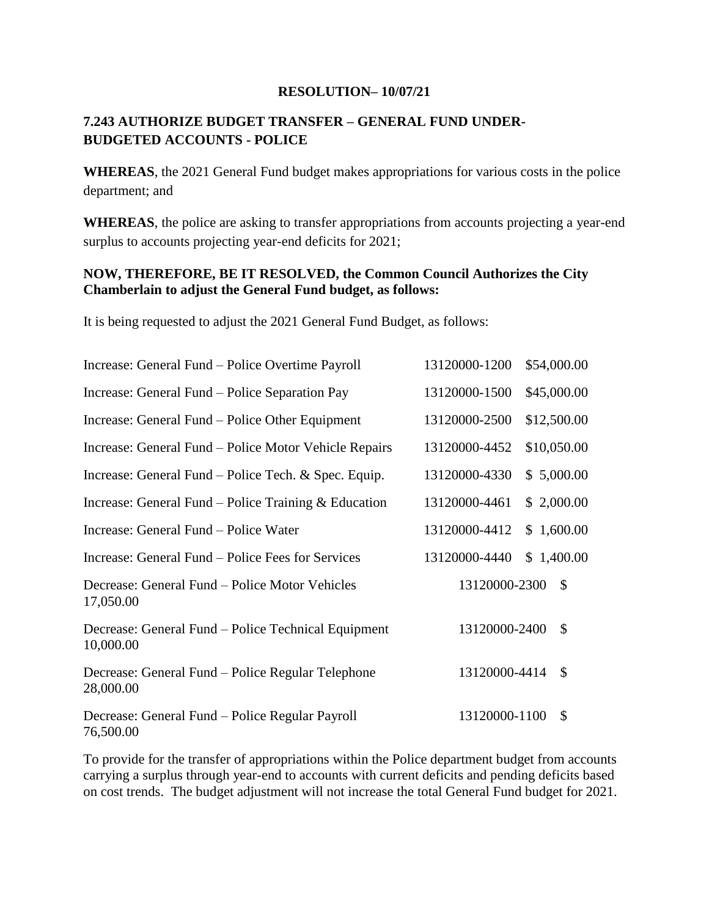**RESOLUTION– 10/07/21**

**7.243 AUTHORIZE BUDGET TRANSFER – GENERAL FUND UNDER-BUDGETED ACCOUNTS - POLICE**

**WHEREAS**, the 2021 General Fund budget makes appropriations for various costs in the police department; and

**WHEREAS**, the police are asking to transfer appropriations from accounts projecting a year-end surplus to accounts projecting year-end deficits for 2021;

**NOW, THEREFORE, BE IT RESOLVED, the Common Council Authorizes the City Chamberlain to adjust the General Fund budget, as follows:**

It is being requested to adjust the 2021 General Fund Budget, as follows:

| | | |
|---|---|---|
| Increase: General Fund – Police Overtime Payroll | 13120000-1200 | $54,000.00 |
| Increase: General Fund – Police Separation Pay | 13120000-1500 | $45,000.00 |
| Increase: General Fund – Police Other Equipment | 13120000-2500 | $12,500.00 |
| Increase: General Fund – Police Motor Vehicle Repairs | 13120000-4452 | $10,050.00 |
| Increase: General Fund – Police Tech. & Spec. Equip. | 13120000-4330 | $ 5,000.00 |
| Increase: General Fund – Police Training & Education | 13120000-4461 | $ 2,000.00 |
| Increase: General Fund – Police Water | 13120000-4412 | $ 1,600.00 |
| Increase: General Fund – Police Fees for Services | 13120000-4440 | $ 1,400.00 |
| Decrease: General Fund – Police Motor Vehicles | 13120000-2300 | $ 17,050.00 |
| Decrease: General Fund – Police Technical Equipment | 13120000-2400 | $ 10,000.00 |
| Decrease: General Fund – Police Regular Telephone | 13120000-4414 | $ 28,000.00 |
| Decrease: General Fund – Police Regular Payroll | 13120000-1100 | $ 76,500.00 |

To provide for the transfer of appropriations within the Police department budget from accounts carrying a surplus through year-end to accounts with current deficits and pending deficits based on cost trends. The budget adjustment will not increase the total General Fund budget for 2021.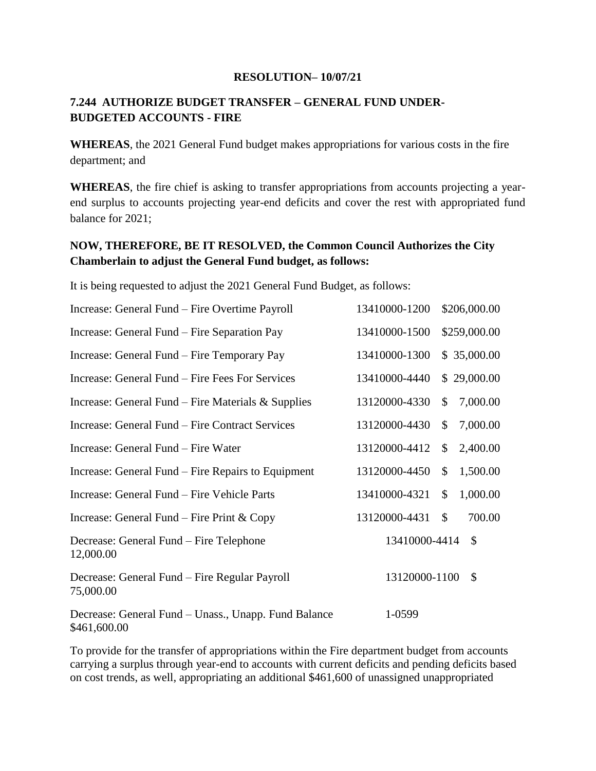**RESOLUTION– 10/07/21**

**7.244 AUTHORIZE BUDGET TRANSFER – GENERAL FUND UNDER-BUDGETED ACCOUNTS - FIRE**

**WHEREAS**, the 2021 General Fund budget makes appropriations for various costs in the fire department; and

**WHEREAS**, the fire chief is asking to transfer appropriations from accounts projecting a year-end surplus to accounts projecting year-end deficits and cover the rest with appropriated fund balance for 2021;

**NOW, THEREFORE, BE IT RESOLVED, the Common Council Authorizes the City Chamberlain to adjust the General Fund budget, as follows:**

It is being requested to adjust the 2021 General Fund Budget, as follows:

| | | |
|---|---|---|
| Increase: General Fund – Fire Overtime Payroll | 13410000-1200 | $206,000.00 |
| Increase: General Fund – Fire Separation Pay | 13410000-1500 | $259,000.00 |
| Increase: General Fund – Fire Temporary Pay | 13410000-1300 | $ 35,000.00 |
| Increase: General Fund – Fire Fees For Services | 13410000-4440 | $ 29,000.00 |
| Increase: General Fund – Fire Materials & Supplies | 13120000-4330 | $ 7,000.00 |
| Increase: General Fund – Fire Contract Services | 13120000-4430 | $ 7,000.00 |
| Increase: General Fund – Fire Water | 13120000-4412 | $ 2,400.00 |
| Increase: General Fund – Fire Repairs to Equipment | 13120000-4450 | $ 1,500.00 |
| Increase: General Fund – Fire Vehicle Parts | 13410000-4321 | $ 1,000.00 |
| Increase: General Fund – Fire Print & Copy | 13120000-4431 | $ 700.00 |
| Decrease: General Fund – Fire Telephone | 13410000-4414 | $ 12,000.00 |
| Decrease: General Fund – Fire Regular Payroll | 13120000-1100 | $ 75,000.00 |
| Decrease: General Fund – Unass., Unapp. Fund Balance | 1-0599 | $461,600.00 |

To provide for the transfer of appropriations within the Fire department budget from accounts carrying a surplus through year-end to accounts with current deficits and pending deficits based on cost trends, as well, appropriating an additional $461,600 of unassigned unappropriated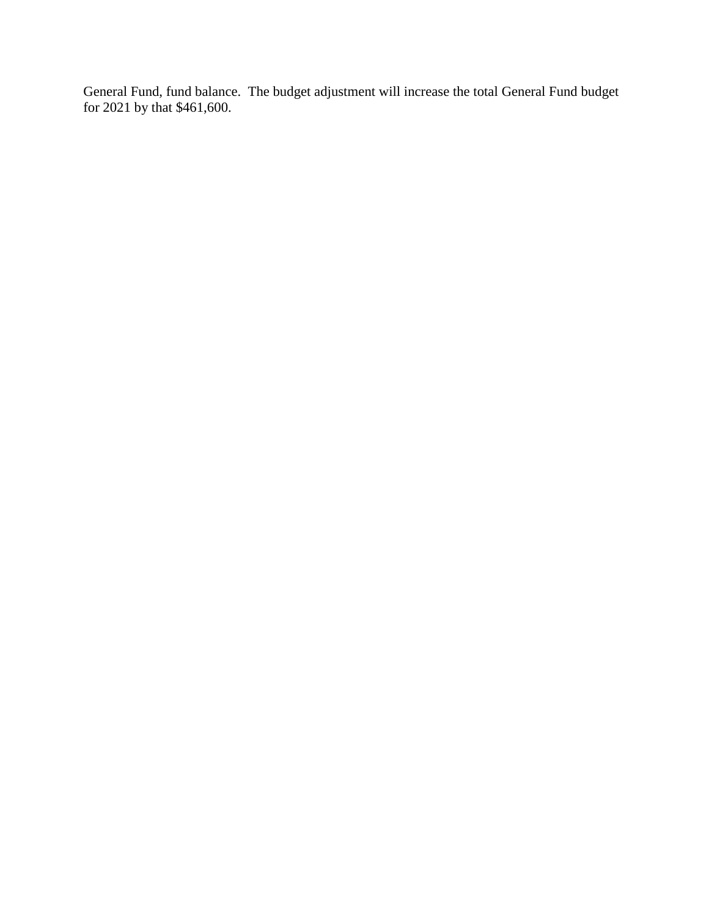General Fund, fund balance. The budget adjustment will increase the total General Fund budget for 2021 by that $461,600.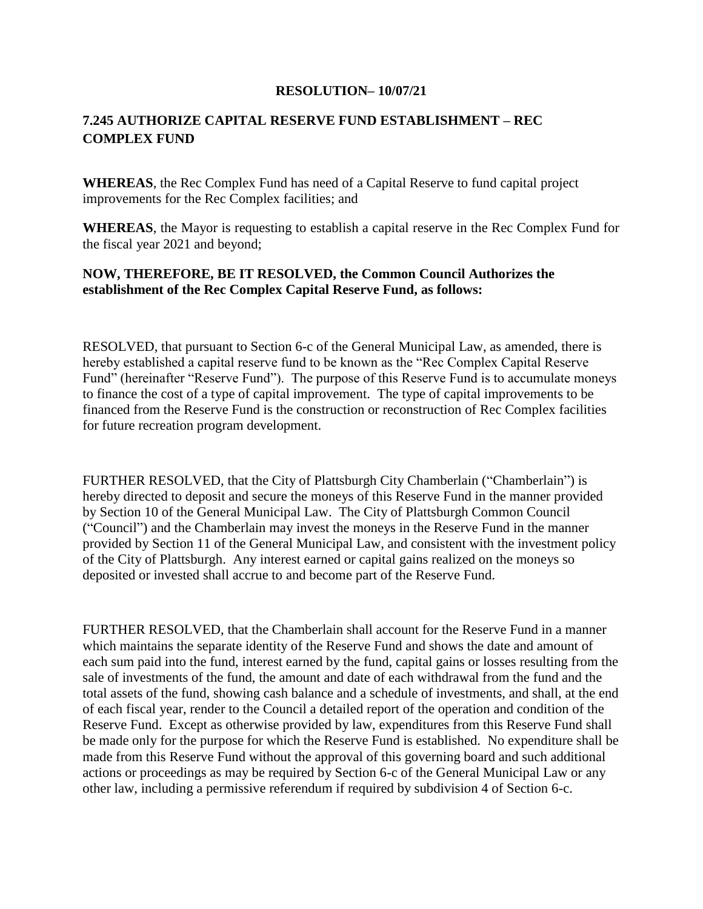**RESOLUTION– 10/07/21**

**7.245 AUTHORIZE CAPITAL RESERVE FUND ESTABLISHMENT – REC COMPLEX FUND**

**WHEREAS**, the Rec Complex Fund has need of a Capital Reserve to fund capital project improvements for the Rec Complex facilities; and

**WHEREAS**, the Mayor is requesting to establish a capital reserve in the Rec Complex Fund for the fiscal year 2021 and beyond;

**NOW, THEREFORE, BE IT RESOLVED, the Common Council Authorizes the establishment of the Rec Complex Capital Reserve Fund, as follows:**

RESOLVED, that pursuant to Section 6-c of the General Municipal Law, as amended, there is hereby established a capital reserve fund to be known as the "Rec Complex Capital Reserve Fund" (hereinafter "Reserve Fund"). The purpose of this Reserve Fund is to accumulate moneys to finance the cost of a type of capital improvement. The type of capital improvements to be financed from the Reserve Fund is the construction or reconstruction of Rec Complex facilities for future recreation program development.

FURTHER RESOLVED, that the City of Plattsburgh City Chamberlain ("Chamberlain") is hereby directed to deposit and secure the moneys of this Reserve Fund in the manner provided by Section 10 of the General Municipal Law. The City of Plattsburgh Common Council ("Council") and the Chamberlain may invest the moneys in the Reserve Fund in the manner provided by Section 11 of the General Municipal Law, and consistent with the investment policy of the City of Plattsburgh. Any interest earned or capital gains realized on the moneys so deposited or invested shall accrue to and become part of the Reserve Fund.

FURTHER RESOLVED, that the Chamberlain shall account for the Reserve Fund in a manner which maintains the separate identity of the Reserve Fund and shows the date and amount of each sum paid into the fund, interest earned by the fund, capital gains or losses resulting from the sale of investments of the fund, the amount and date of each withdrawal from the fund and the total assets of the fund, showing cash balance and a schedule of investments, and shall, at the end of each fiscal year, render to the Council a detailed report of the operation and condition of the Reserve Fund. Except as otherwise provided by law, expenditures from this Reserve Fund shall be made only for the purpose for which the Reserve Fund is established. No expenditure shall be made from this Reserve Fund without the approval of this governing board and such additional actions or proceedings as may be required by Section 6-c of the General Municipal Law or any other law, including a permissive referendum if required by subdivision 4 of Section 6-c.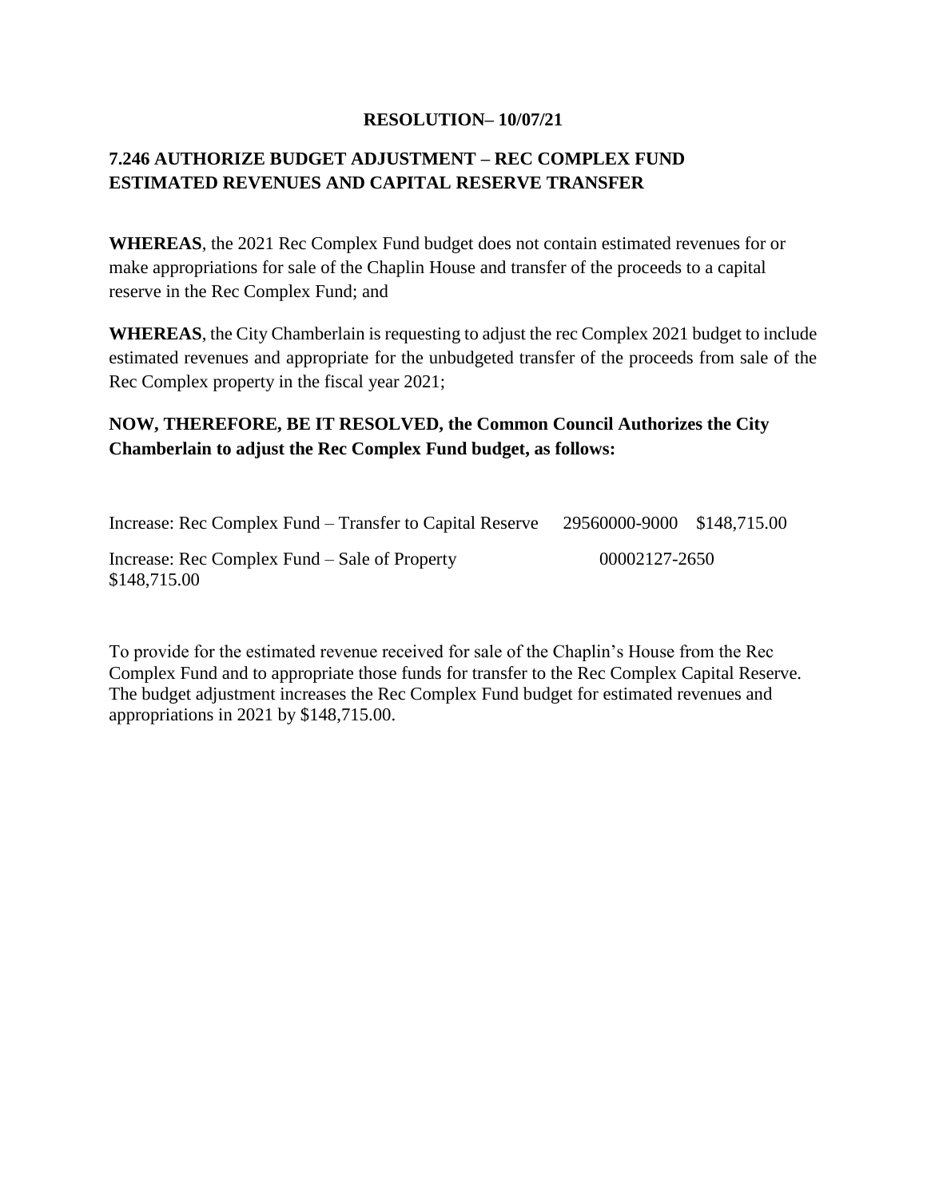**RESOLUTION– 10/07/21**

**7.246 AUTHORIZE BUDGET ADJUSTMENT – REC COMPLEX FUND ESTIMATED REVENUES AND CAPITAL RESERVE TRANSFER**

**WHEREAS**, the 2021 Rec Complex Fund budget does not contain estimated revenues for or make appropriations for sale of the Chaplin House and transfer of the proceeds to a capital reserve in the Rec Complex Fund; and

**WHEREAS**, the City Chamberlain is requesting to adjust the rec Complex 2021 budget to include estimated revenues and appropriate for the unbudgeted transfer of the proceeds from sale of the Rec Complex property in the fiscal year 2021;

**NOW, THEREFORE, BE IT RESOLVED, the Common Council Authorizes the City Chamberlain to adjust the Rec Complex Fund budget, as follows:**

| | | |
|---|---|---|
| Increase: Rec Complex Fund – Transfer to Capital Reserve | 29560000-9000 | $148,715.00 |
| Increase: Rec Complex Fund – Sale of Property | 00002127-2650 | $148,715.00 |

To provide for the estimated revenue received for sale of the Chaplin's House from the Rec Complex Fund and to appropriate those funds for transfer to the Rec Complex Capital Reserve. The budget adjustment increases the Rec Complex Fund budget for estimated revenues and appropriations in 2021 by $148,715.00.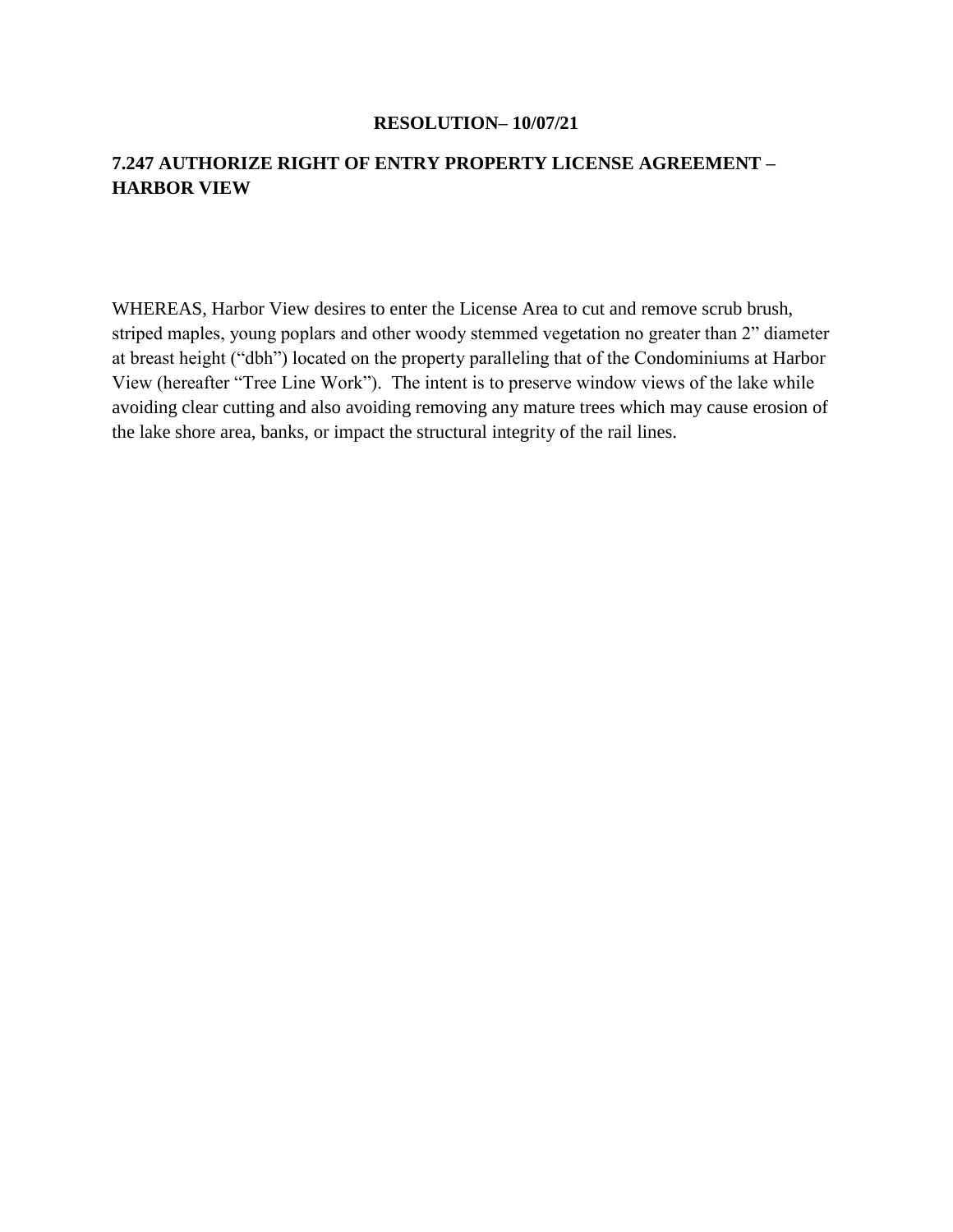**RESOLUTION– 10/07/21**

## 7.247 AUTHORIZE RIGHT OF ENTRY PROPERTY LICENSE AGREEMENT – HARBOR VIEW

WHEREAS, Harbor View desires to enter the License Area to cut and remove scrub brush, striped maples, young poplars and other woody stemmed vegetation no greater than 2" diameter at breast height ("dbh") located on the property paralleling that of the Condominiums at Harbor View (hereafter "Tree Line Work"). The intent is to preserve window views of the lake while avoiding clear cutting and also avoiding removing any mature trees which may cause erosion of the lake shore area, banks, or impact the structural integrity of the rail lines.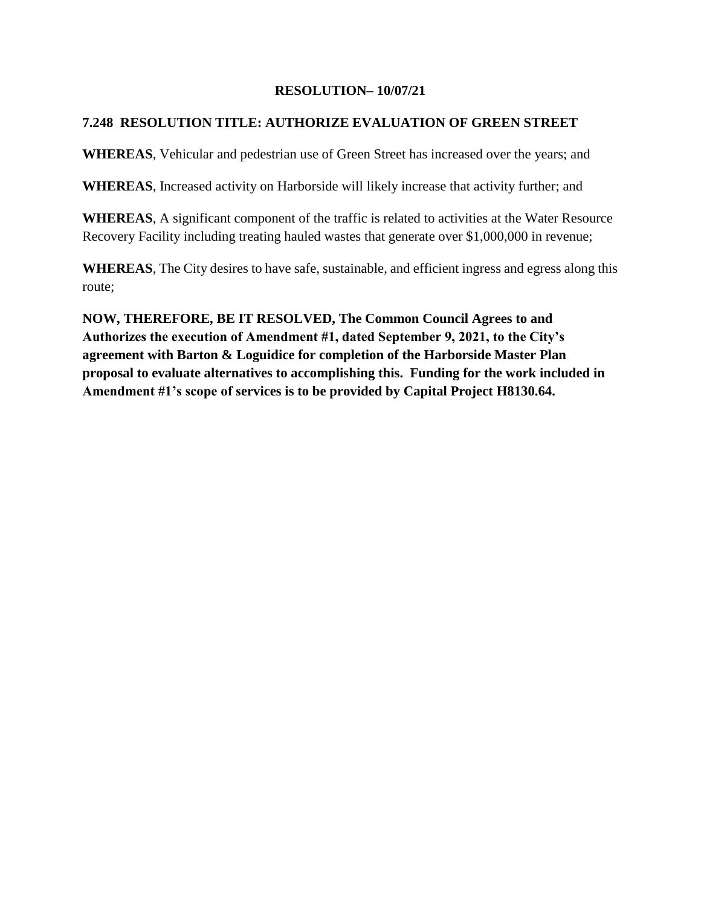**RESOLUTION– 10/07/21**

**7.248 RESOLUTION TITLE: AUTHORIZE EVALUATION OF GREEN STREET**

**WHEREAS**, Vehicular and pedestrian use of Green Street has increased over the years; and

**WHEREAS**, Increased activity on Harborside will likely increase that activity further; and

**WHEREAS**, A significant component of the traffic is related to activities at the Water Resource Recovery Facility including treating hauled wastes that generate over $1,000,000 in revenue;

**WHEREAS**, The City desires to have safe, sustainable, and efficient ingress and egress along this route;

**NOW, THEREFORE, BE IT RESOLVED, The Common Council Agrees to and Authorizes the execution of Amendment #1, dated September 9, 2021, to the City's agreement with Barton & Loguidice for completion of the Harborside Master Plan proposal to evaluate alternatives to accomplishing this. Funding for the work included in Amendment #1's scope of services is to be provided by Capital Project H8130.64.**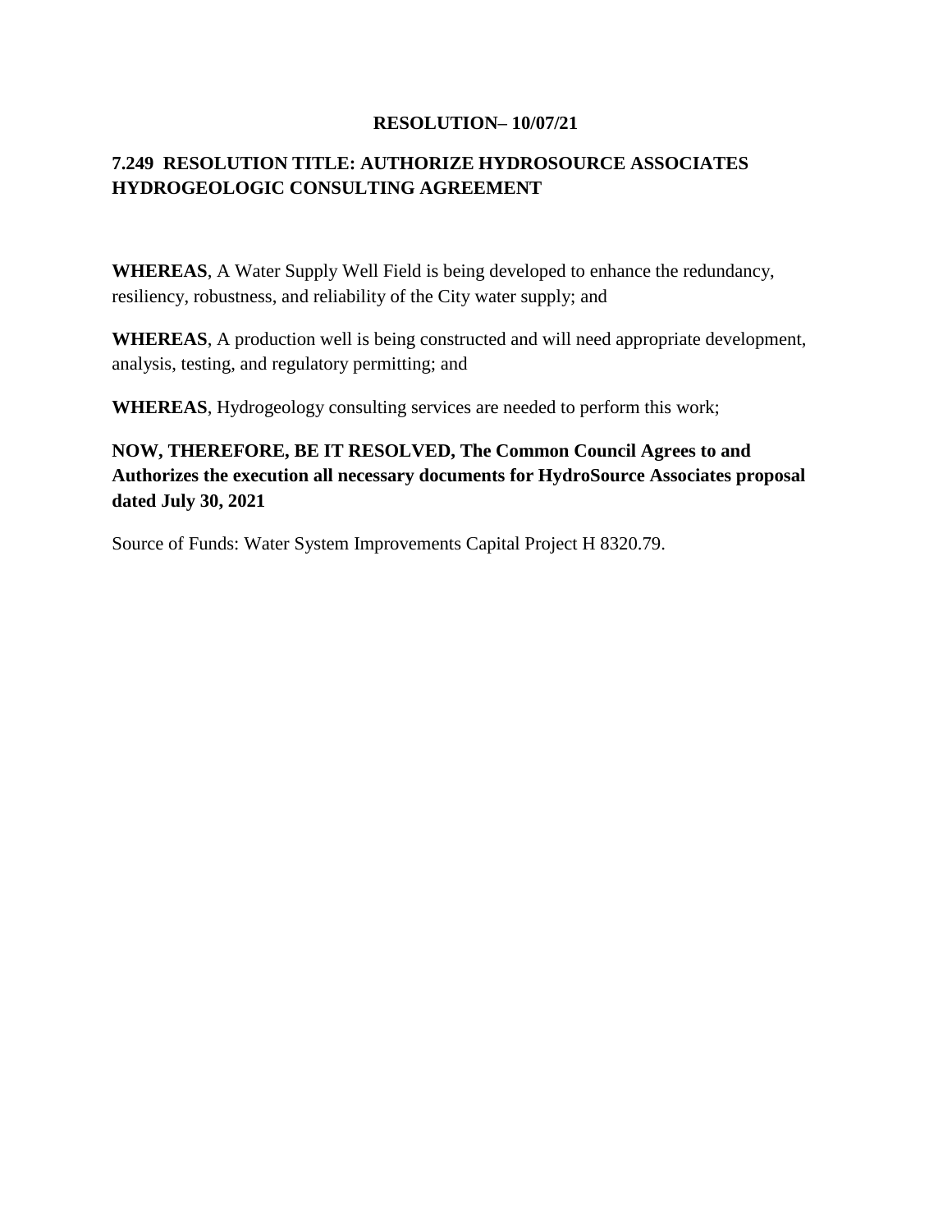**RESOLUTION– 10/07/21**

## 7.249 RESOLUTION TITLE: AUTHORIZE HYDROSOURCE ASSOCIATES HYDROGEOLOGIC CONSULTING AGREEMENT

**WHEREAS**, A Water Supply Well Field is being developed to enhance the redundancy, resiliency, robustness, and reliability of the City water supply; and

**WHEREAS**, A production well is being constructed and will need appropriate development, analysis, testing, and regulatory permitting; and

**WHEREAS**, Hydrogeology consulting services are needed to perform this work;

**NOW, THEREFORE, BE IT RESOLVED, The Common Council Agrees to and Authorizes the execution all necessary documents for HydroSource Associates proposal dated July 30, 2021**

Source of Funds: Water System Improvements Capital Project H 8320.79.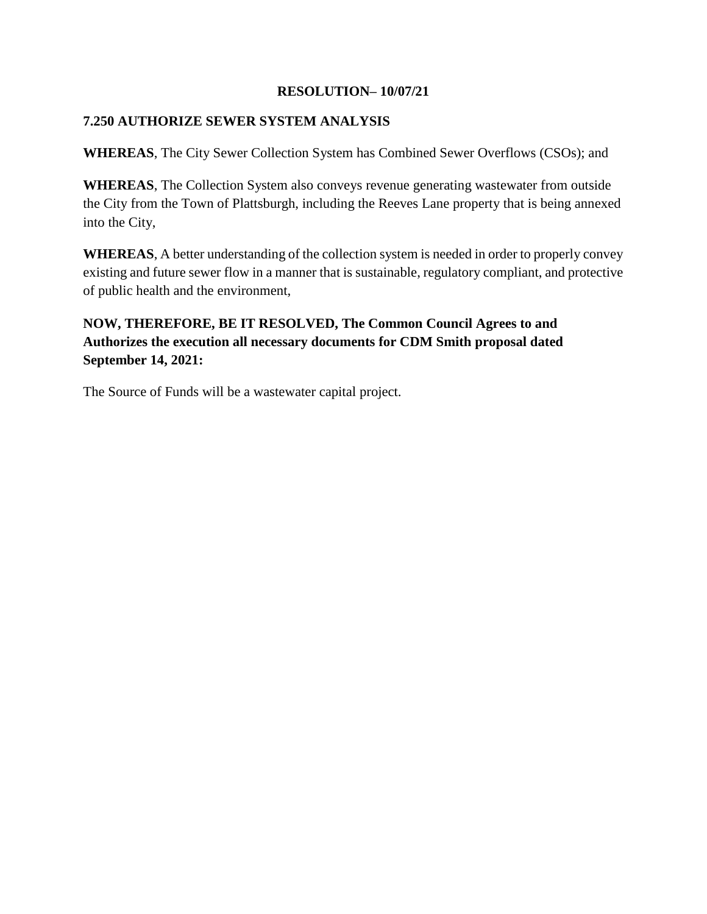**RESOLUTION– 10/07/21**

**7.250 AUTHORIZE SEWER SYSTEM ANALYSIS**

**WHEREAS**, The City Sewer Collection System has Combined Sewer Overflows (CSOs); and

**WHEREAS**, The Collection System also conveys revenue generating wastewater from outside the City from the Town of Plattsburgh, including the Reeves Lane property that is being annexed into the City,

**WHEREAS**, A better understanding of the collection system is needed in order to properly convey existing and future sewer flow in a manner that is sustainable, regulatory compliant, and protective of public health and the environment,

**NOW, THEREFORE, BE IT RESOLVED, The Common Council Agrees to and Authorizes the execution all necessary documents for CDM Smith proposal dated September 14, 2021:**

The Source of Funds will be a wastewater capital project.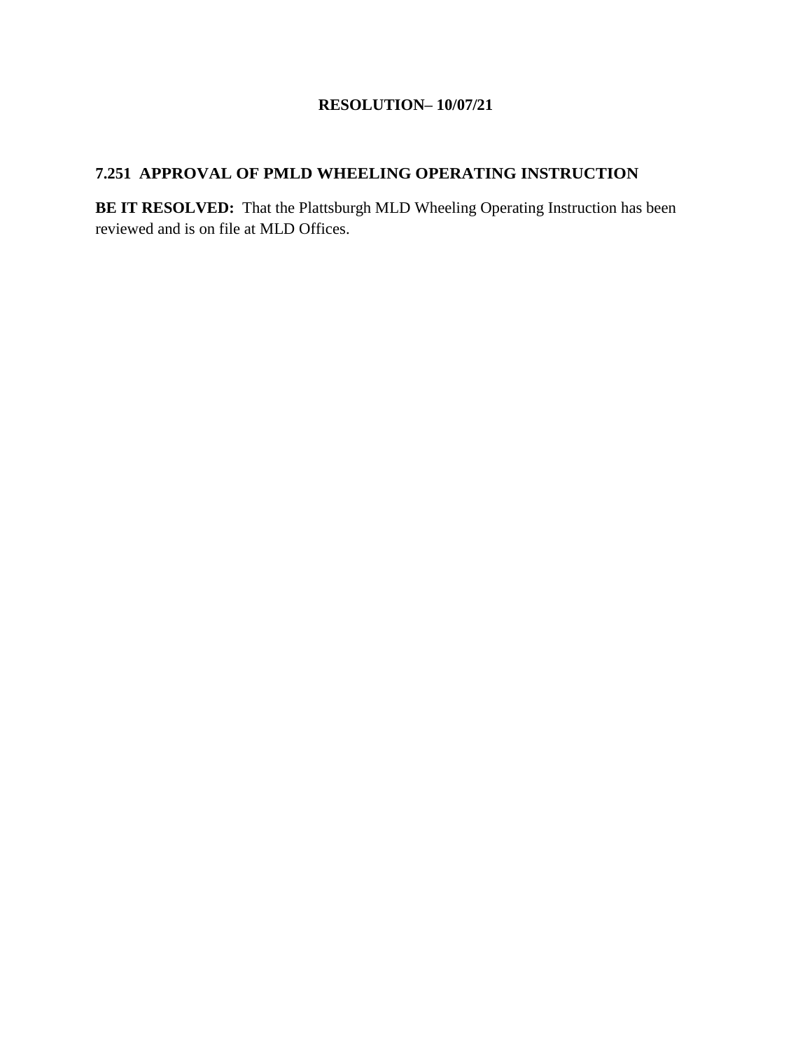**RESOLUTION– 10/07/21**

## 7.251 APPROVAL OF PMLD WHEELING OPERATING INSTRUCTION

**BE IT RESOLVED:** That the Plattsburgh MLD Wheeling Operating Instruction has been reviewed and is on file at MLD Offices.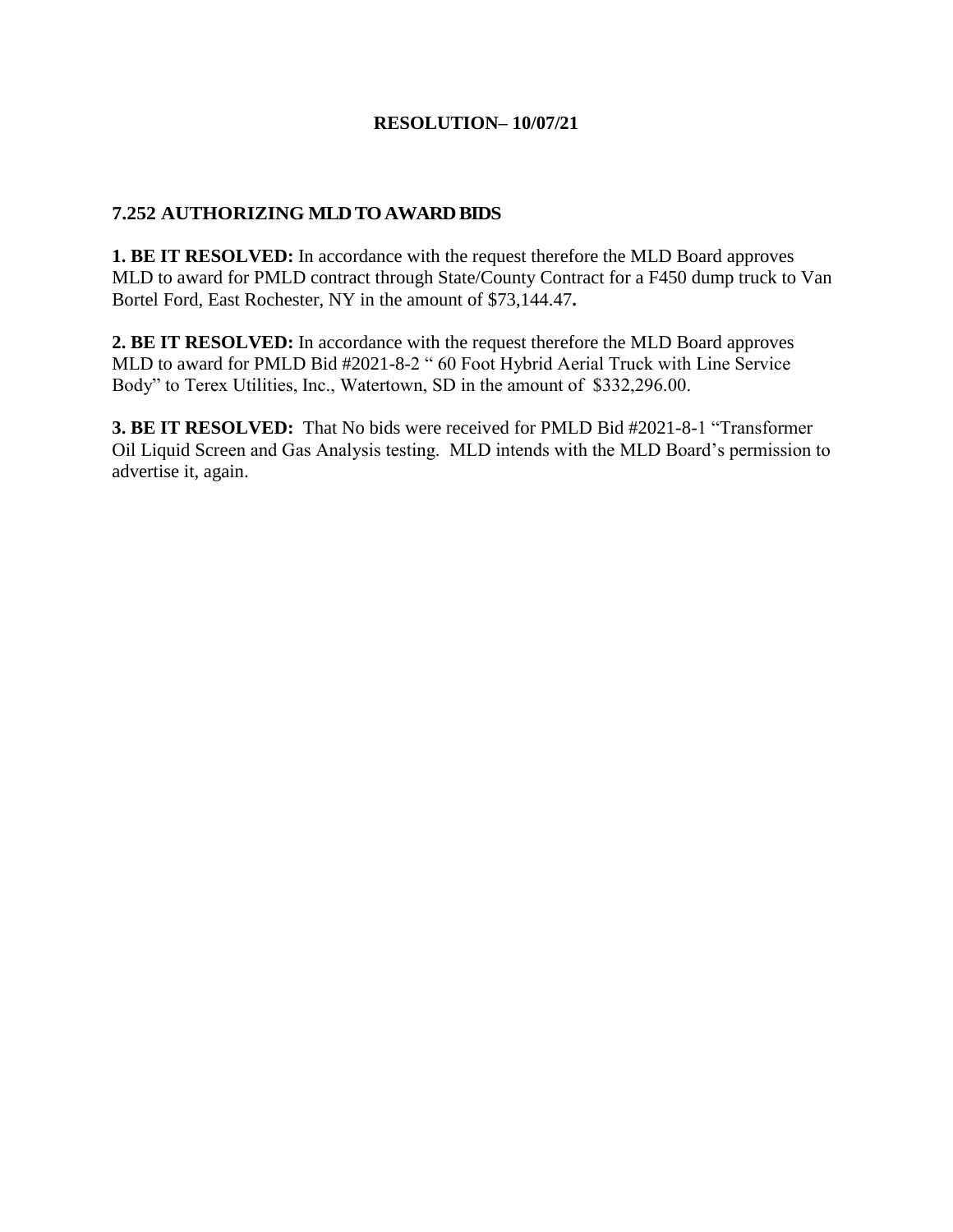**RESOLUTION– 10/07/21**

## 7.252 AUTHORIZING MLD TO AWARD BIDS

**1. BE IT RESOLVED:** In accordance with the request therefore the MLD Board approves MLD to award for PMLD contract through State/County Contract for a F450 dump truck to Van Bortel Ford, East Rochester, NY in the amount of $73,144.47**.**

**2. BE IT RESOLVED:** In accordance with the request therefore the MLD Board approves MLD to award for PMLD Bid #2021-8-2 " 60 Foot Hybrid Aerial Truck with Line Service Body" to Terex Utilities, Inc., Watertown, SD in the amount of $332,296.00.

**3. BE IT RESOLVED:** That No bids were received for PMLD Bid #2021-8-1 "Transformer Oil Liquid Screen and Gas Analysis testing. MLD intends with the MLD Board's permission to advertise it, again.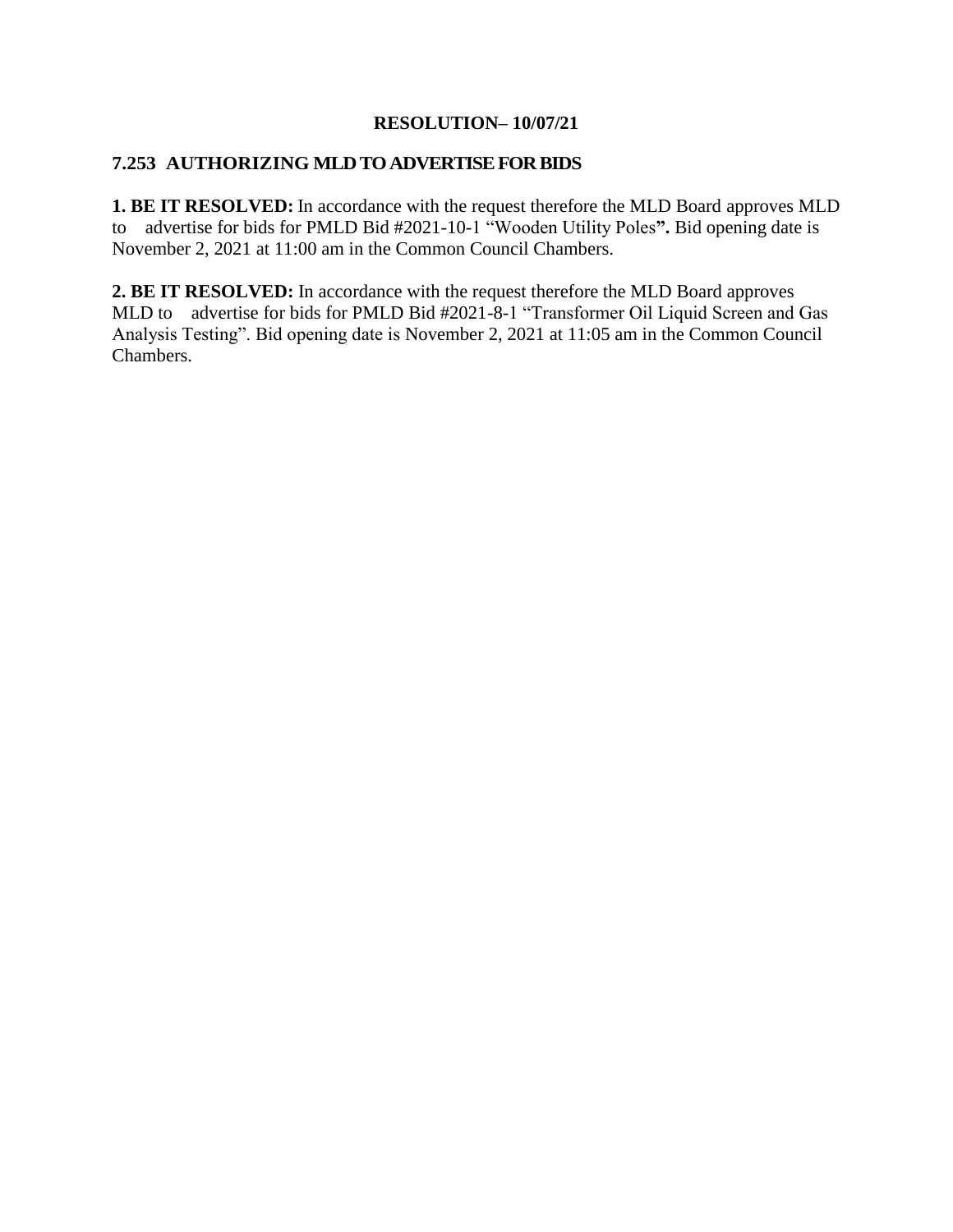# RESOLUTION– 10/07/21

## 7.253 AUTHORIZING MLD TO ADVERTISE FOR BIDS

**1. BE IT RESOLVED:** In accordance with the request therefore the MLD Board approves MLD to advertise for bids for PMLD Bid #2021-10-1 "Wooden Utility Poles**".** Bid opening date is November 2, 2021 at 11:00 am in the Common Council Chambers.

**2. BE IT RESOLVED:** In accordance with the request therefore the MLD Board approves MLD to advertise for bids for PMLD Bid #2021-8-1 "Transformer Oil Liquid Screen and Gas Analysis Testing". Bid opening date is November 2, 2021 at 11:05 am in the Common Council Chambers.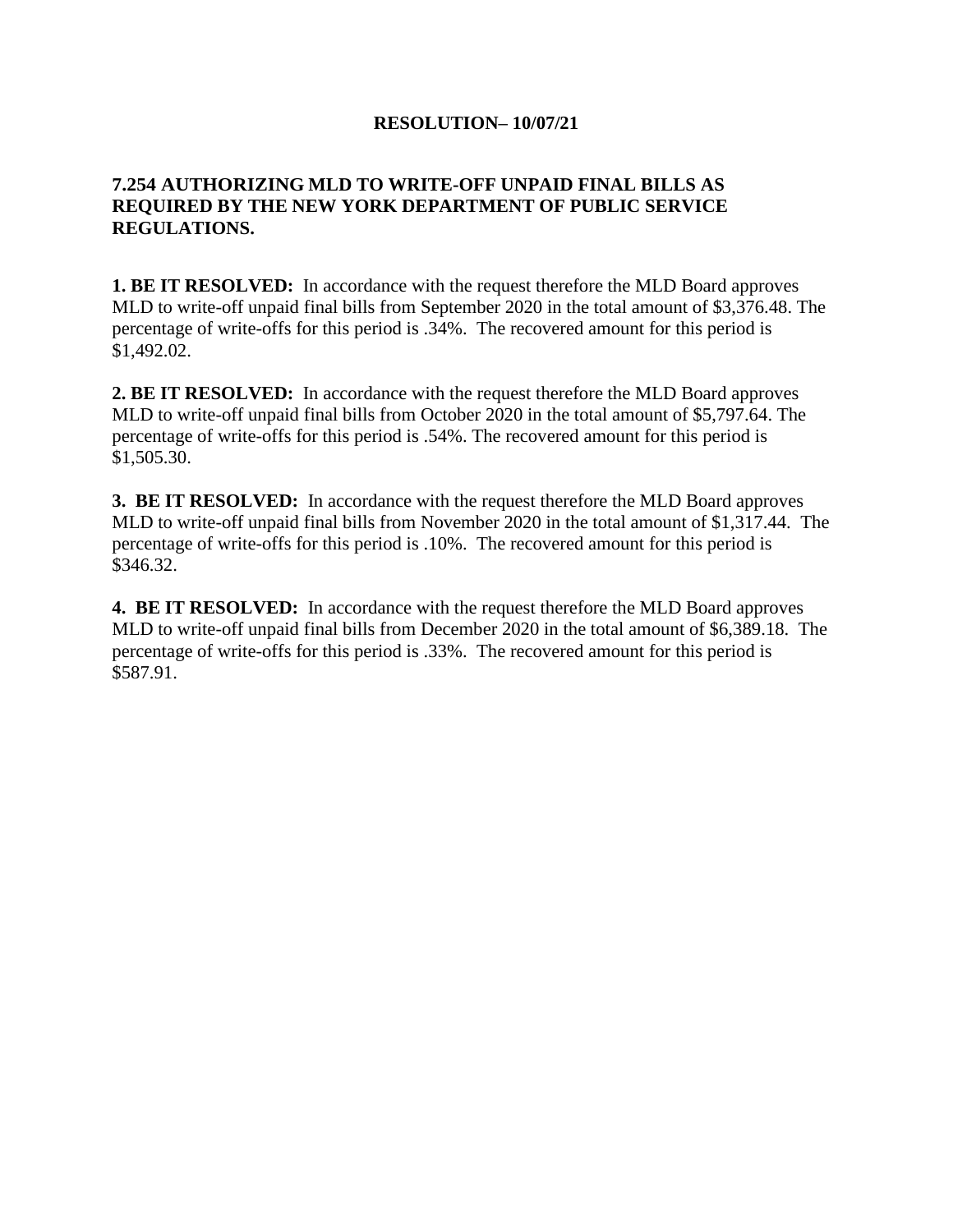**RESOLUTION– 10/07/21**

**7.254 AUTHORIZING MLD TO WRITE-OFF UNPAID FINAL BILLS AS REQUIRED BY THE NEW YORK DEPARTMENT OF PUBLIC SERVICE REGULATIONS.**

**1. BE IT RESOLVED:** In accordance with the request therefore the MLD Board approves MLD to write-off unpaid final bills from September 2020 in the total amount of $3,376.48. The percentage of write-offs for this period is .34%. The recovered amount for this period is $1,492.02.

**2. BE IT RESOLVED:** In accordance with the request therefore the MLD Board approves MLD to write-off unpaid final bills from October 2020 in the total amount of $5,797.64. The percentage of write-offs for this period is .54%. The recovered amount for this period is $1,505.30.

**3. BE IT RESOLVED:** In accordance with the request therefore the MLD Board approves MLD to write-off unpaid final bills from November 2020 in the total amount of $1,317.44. The percentage of write-offs for this period is .10%. The recovered amount for this period is $346.32.

**4. BE IT RESOLVED:** In accordance with the request therefore the MLD Board approves MLD to write-off unpaid final bills from December 2020 in the total amount of $6,389.18. The percentage of write-offs for this period is .33%. The recovered amount for this period is $587.91.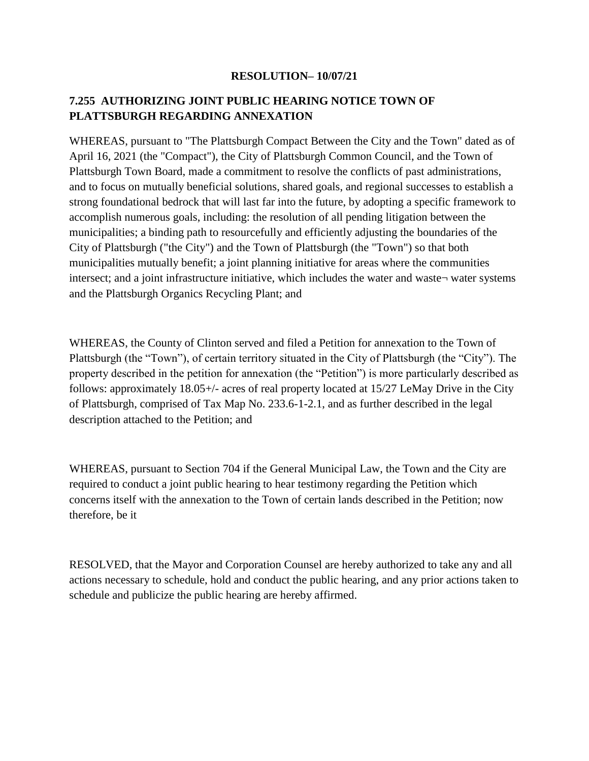**RESOLUTION– 10/07/21**

## 7.255 AUTHORIZING JOINT PUBLIC HEARING NOTICE TOWN OF PLATTSBURGH REGARDING ANNEXATION

WHEREAS, pursuant to "The Plattsburgh Compact Between the City and the Town" dated as of April 16, 2021 (the "Compact"), the City of Plattsburgh Common Council, and the Town of Plattsburgh Town Board, made a commitment to resolve the conflicts of past administrations, and to focus on mutually beneficial solutions, shared goals, and regional successes to establish a strong foundational bedrock that will last far into the future, by adopting a specific framework to accomplish numerous goals, including: the resolution of all pending litigation between the municipalities; a binding path to resourcefully and efficiently adjusting the boundaries of the City of Plattsburgh ("the City") and the Town of Plattsburgh (the "Town") so that both municipalities mutually benefit; a joint planning initiative for areas where the communities intersect; and a joint infrastructure initiative, which includes the water and waste¬ water systems and the Plattsburgh Organics Recycling Plant; and

WHEREAS, the County of Clinton served and filed a Petition for annexation to the Town of Plattsburgh (the "Town"), of certain territory situated in the City of Plattsburgh (the "City"). The property described in the petition for annexation (the "Petition") is more particularly described as follows: approximately 18.05+/- acres of real property located at 15/27 LeMay Drive in the City of Plattsburgh, comprised of Tax Map No. 233.6-1-2.1, and as further described in the legal description attached to the Petition; and

WHEREAS, pursuant to Section 704 if the General Municipal Law, the Town and the City are required to conduct a joint public hearing to hear testimony regarding the Petition which concerns itself with the annexation to the Town of certain lands described in the Petition; now therefore, be it

RESOLVED, that the Mayor and Corporation Counsel are hereby authorized to take any and all actions necessary to schedule, hold and conduct the public hearing, and any prior actions taken to schedule and publicize the public hearing are hereby affirmed.